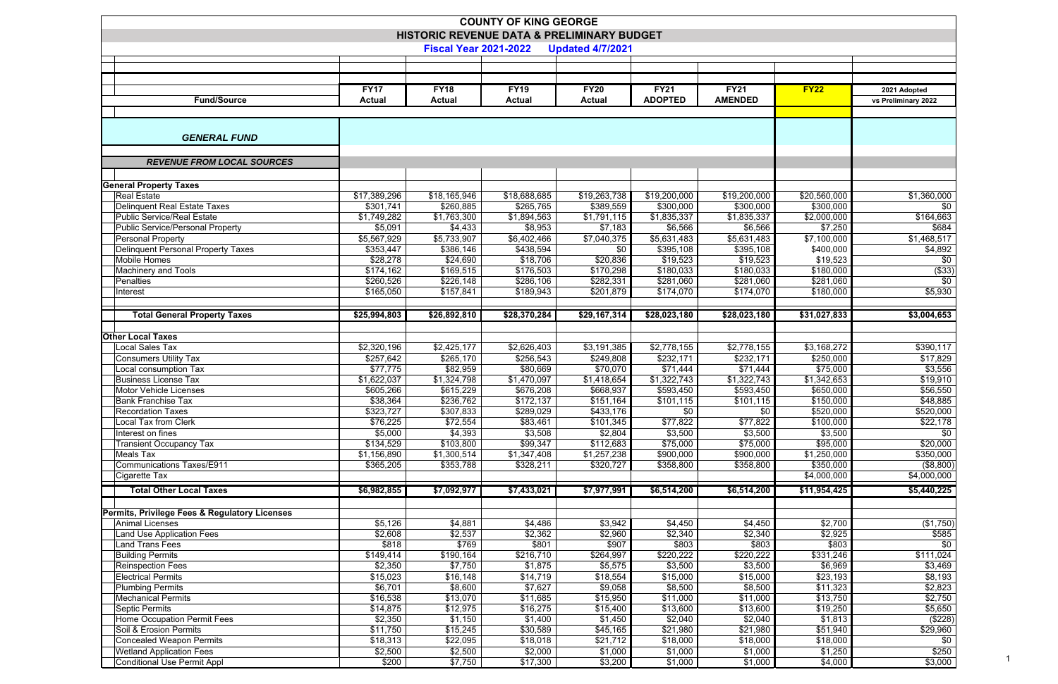# COUNTY OF KING GEORGE

## HISTORIC REVENUE DATA & PRELIMINARY BUDGET

**Fiscal Year 2021-2022 Updated 4/7/2021**

| Fund/Source | FY17 Actual | FY18 Actual | FY19 Actual | FY20 Actual | FY21 ADOPTED | FY21 AMENDED | FY22 | 2021 Adopted vs Preliminary 2022 |
|---|---|---|---|---|---|---|---|---|
| ***GENERAL FUND*** | | | | | | | | |
| ***REVENUE FROM LOCAL SOURCES*** | | | | | | | | |
| **General Property Taxes** | | | | | | | | |
| Real Estate | $17,389,296 | $18,165,946 | $18,688,685 | $19,263,738 | $19,200,000 | $19,200,000 | $20,560,000 | $1,360,000 |
| Delinquent Real Estate Taxes | $301,741 | $260,885 | $265,765 | $389,559 | $300,000 | $300,000 | $300,000 | $0 |
| Public Service/Real Estate | $1,749,282 | $1,763,300 | $1,894,563 | $1,791,115 | $1,835,337 | $1,835,337 | $2,000,000 | $164,663 |
| Public Service/Personal Property | $5,091 | $4,433 | $8,953 | $7,183 | $6,566 | $6,566 | $7,250 | $684 |
| Personal Property | $5,567,929 | $5,733,907 | $6,402,466 | $7,040,375 | $5,631,483 | $5,631,483 | $7,100,000 | $1,468,517 |
| Delinquent Personal Property Taxes | $353,447 | $386,146 | $438,594 | $0 | $395,108 | $395,108 | $400,000 | $4,892 |
| Mobile Homes | $28,278 | $24,690 | $18,706 | $20,836 | $19,523 | $19,523 | $19,523 | $0 |
| Machinery and Tools | $174,162 | $169,515 | $176,503 | $170,298 | $180,033 | $180,033 | $180,000 | ($33) |
| Penalties | $260,526 | $226,148 | $286,106 | $282,331 | $281,060 | $281,060 | $281,060 | $0 |
| Interest | $165,050 | $157,841 | $189,943 | $201,879 | $174,070 | $174,070 | $180,000 | $5,930 |
| **Total General Property Taxes** | **$25,994,803** | **$26,892,810** | **$28,370,284** | **$29,167,314** | **$28,023,180** | **$28,023,180** | **$31,027,833** | **$3,004,653** |
| **Other Local Taxes** | | | | | | | | |
| Local Sales Tax | $2,320,196 | $2,425,177 | $2,626,403 | $3,191,385 | $2,778,155 | $2,778,155 | $3,168,272 | $390,117 |
| Consumers Utility Tax | $257,642 | $265,170 | $256,543 | $249,808 | $232,171 | $232,171 | $250,000 | $17,829 |
| Local consumption Tax | $77,775 | $82,959 | $80,669 | $70,070 | $71,444 | $71,444 | $75,000 | $3,556 |
| Business License Tax | $1,622,037 | $1,324,798 | $1,470,097 | $1,418,654 | $1,322,743 | $1,322,743 | $1,342,653 | $19,910 |
| Motor Vehicle Licenses | $605,266 | $615,229 | $676,208 | $668,937 | $593,450 | $593,450 | $650,000 | $56,550 |
| Bank Franchise Tax | $38,364 | $236,762 | $172,137 | $151,164 | $101,115 | $101,115 | $150,000 | $48,885 |
| Recordation Taxes | $323,727 | $307,833 | $289,029 | $433,176 | $0 | $0 | $520,000 | $520,000 |
| Local Tax from Clerk | $76,225 | $72,554 | $83,461 | $101,345 | $77,822 | $77,822 | $100,000 | $22,178 |
| Interest on fines | $5,000 | $4,393 | $3,508 | $2,804 | $3,500 | $3,500 | $3,500 | $0 |
| Transient Occupancy Tax | $134,529 | $103,800 | $99,347 | $112,683 | $75,000 | $75,000 | $95,000 | $20,000 |
| Meals Tax | $1,156,890 | $1,300,514 | $1,347,408 | $1,257,238 | $900,000 | $900,000 | $1,250,000 | $350,000 |
| Communications Taxes/E911 | $365,205 | $353,788 | $328,211 | $320,727 | $358,800 | $358,800 | $350,000 | ($8,800) |
| Cigarette Tax | | | | | | | $4,000,000 | $4,000,000 |
| **Total Other Local Taxes** | **$6,982,855** | **$7,092,977** | **$7,433,021** | **$7,977,991** | **$6,514,200** | **$6,514,200** | **$11,954,425** | **$5,440,225** |
| **Permits, Privilege Fees & Regulatory Licenses** | | | | | | | | |
| Animal Licenses | $5,126 | $4,881 | $4,486 | $3,942 | $4,450 | $4,450 | $2,700 | ($1,750) |
| Land Use Application Fees | $2,608 | $2,537 | $2,362 | $2,960 | $2,340 | $2,340 | $2,925 | $585 |
| Land Trans Fees | $818 | $769 | $801 | $907 | $803 | $803 | $803 | $0 |
| Building Permits | $149,414 | $190,164 | $216,710 | $264,997 | $220,222 | $220,222 | $331,246 | $111,024 |
| Reinspection Fees | $2,350 | $7,750 | $1,875 | $5,575 | $3,500 | $3,500 | $6,969 | $3,469 |
| Electrical Permits | $15,023 | $16,148 | $14,719 | $18,554 | $15,000 | $15,000 | $23,193 | $8,193 |
| Plumbing Permits | $6,701 | $8,600 | $7,627 | $9,058 | $8,500 | $8,500 | $11,323 | $2,823 |
| Mechanical Permits | $16,538 | $13,070 | $11,685 | $15,950 | $11,000 | $11,000 | $13,750 | $2,750 |
| Septic Permits | $14,875 | $12,975 | $16,275 | $15,400 | $13,600 | $13,600 | $19,250 | $5,650 |
| Home Occupation Permit Fees | $2,350 | $1,150 | $1,400 | $1,450 | $2,040 | $2,040 | $1,813 | ($228) |
| Soil & Erosion Permits | $11,750 | $15,245 | $30,589 | $45,165 | $21,980 | $21,980 | $51,940 | $29,960 |
| Concealed Weapon Permits | $18,313 | $22,095 | $18,018 | $21,712 | $18,000 | $18,000 | $18,000 | $0 |
| Wetland Application Fees | $2,500 | $2,500 | $2,000 | $1,000 | $1,000 | $1,000 | $1,250 | $250 |
| Conditional Use Permit Appl | $200 | $7,750 | $17,300 | $3,200 | $1,000 | $1,000 | $4,000 | $3,000 |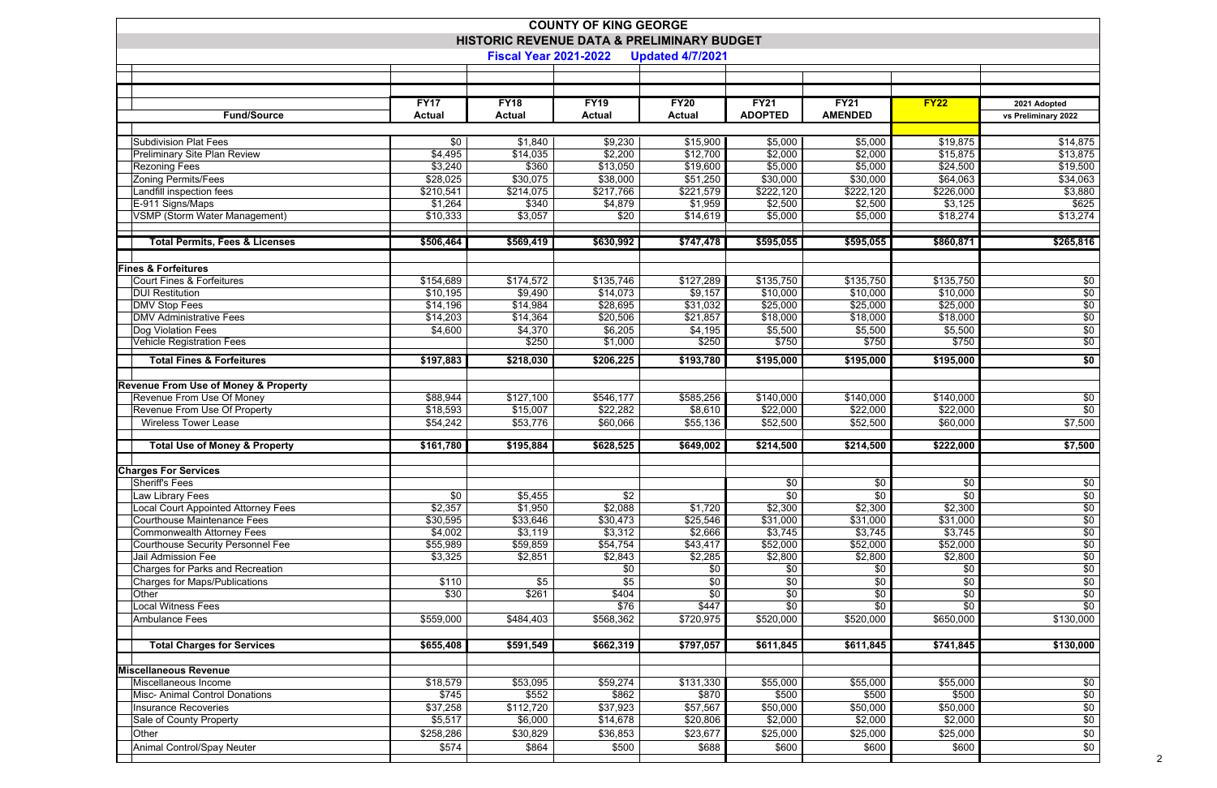# COUNTY OF KING GEORGE

## HISTORIC REVENUE DATA & PRELIMINARY BUDGET

**Fiscal Year 2021-2022 Updated 4/7/2021**

| Fund/Source | FY17 Actual | FY18 Actual | FY19 Actual | FY20 Actual | FY21 ADOPTED | FY21 AMENDED | FY22 | 2021 Adopted vs Preliminary 2022 |
|---|---|---|---|---|---|---|---|---|
| Subdivision Plat Fees | $0 | $1,840 | $9,230 | $15,900 | $5,000 | $5,000 | $19,875 | $14,875 |
| Preliminary Site Plan Review | $4,495 | $14,035 | $2,200 | $12,700 | $2,000 | $2,000 | $15,875 | $13,875 |
| Rezoning Fees | $3,240 | $360 | $13,050 | $19,600 | $5,000 | $5,000 | $24,500 | $19,500 |
| Zoning Permits/Fees | $28,025 | $30,075 | $38,000 | $51,250 | $30,000 | $30,000 | $64,063 | $34,063 |
| Landfill inspection fees | $210,541 | $214,075 | $217,766 | $221,579 | $222,120 | $222,120 | $226,000 | $3,880 |
| E-911 Signs/Maps | $1,264 | $340 | $4,879 | $1,959 | $2,500 | $2,500 | $3,125 | $625 |
| VSMP (Storm Water Management) | $10,333 | $3,057 | $20 | $14,619 | $5,000 | $5,000 | $18,274 | $13,274 |
| **Total Permits, Fees & Licenses** | **$506,464** | **$569,419** | **$630,992** | **$747,478** | **$595,055** | **$595,055** | **$860,871** | **$265,816** |
| **Fines & Forfeitures** | | | | | | | | |
| Court Fines & Forfeitures | $154,689 | $174,572 | $135,746 | $127,289 | $135,750 | $135,750 | $135,750 | $0 |
| DUI Restitution | $10,195 | $9,490 | $14,073 | $9,157 | $10,000 | $10,000 | $10,000 | $0 |
| DMV Stop Fees | $14,196 | $14,984 | $28,695 | $31,032 | $25,000 | $25,000 | $25,000 | $0 |
| DMV Administrative Fees | $14,203 | $14,364 | $20,506 | $21,857 | $18,000 | $18,000 | $18,000 | $0 |
| Dog Violation Fees | $4,600 | $4,370 | $6,205 | $4,195 | $5,500 | $5,500 | $5,500 | $0 |
| Vehicle Registration Fees | | $250 | $1,000 | $250 | $750 | $750 | $750 | $0 |
| **Total Fines & Forfeitures** | **$197,883** | **$218,030** | **$206,225** | **$193,780** | **$195,000** | **$195,000** | **$195,000** | **$0** |
| **Revenue From Use of Money & Property** | | | | | | | | |
| Revenue From Use Of Money | $88,944 | $127,100 | $546,177 | $585,256 | $140,000 | $140,000 | $140,000 | $0 |
| Revenue From Use Of Property | $18,593 | $15,007 | $22,282 | $8,610 | $22,000 | $22,000 | $22,000 | $0 |
| Wireless Tower Lease | $54,242 | $53,776 | $60,066 | $55,136 | $52,500 | $52,500 | $60,000 | $7,500 |
| **Total Use of Money & Property** | **$161,780** | **$195,884** | **$628,525** | **$649,002** | **$214,500** | **$214,500** | **$222,000** | **$7,500** |
| **Charges For Services** | | | | | | | | |
| Sheriff's Fees | | | | | $0 | $0 | $0 | $0 |
| Law Library Fees | $0 | $5,455 | $2 | | $0 | $0 | $0 | $0 |
| Local Court Appointed Attorney Fees | $2,357 | $1,950 | $2,088 | $1,720 | $2,300 | $2,300 | $2,300 | $0 |
| Courthouse Maintenance Fees | $30,595 | $33,646 | $30,473 | $25,546 | $31,000 | $31,000 | $31,000 | $0 |
| Commonwealth Attorney Fees | $4,002 | $3,119 | $3,312 | $2,666 | $3,745 | $3,745 | $3,745 | $0 |
| Courthouse Security Personnel Fee | $55,989 | $59,859 | $54,754 | $43,417 | $52,000 | $52,000 | $52,000 | $0 |
| Jail Admission Fee | $3,325 | $2,851 | $2,843 | $2,285 | $2,800 | $2,800 | $2,800 | $0 |
| Charges for Parks and Recreation | | | $0 | $0 | $0 | $0 | $0 | $0 |
| Charges for Maps/Publications | $110 | $5 | $5 | $0 | $0 | $0 | $0 | $0 |
| Other | $30 | $261 | $404 | $0 | $0 | $0 | $0 | $0 |
| Local Witness Fees | | | $76 | $447 | $0 | $0 | $0 | $0 |
| Ambulance Fees | $559,000 | $484,403 | $568,362 | $720,975 | $520,000 | $520,000 | $650,000 | $130,000 |
| **Total Charges for Services** | **$655,408** | **$591,549** | **$662,319** | **$797,057** | **$611,845** | **$611,845** | **$741,845** | **$130,000** |
| **Miscellaneous Revenue** | | | | | | | | |
| Miscellaneous Income | $18,579 | $53,095 | $59,274 | $131,330 | $55,000 | $55,000 | $55,000 | $0 |
| Misc- Animal Control Donations | $745 | $552 | $862 | $870 | $500 | $500 | $500 | $0 |
| Insurance Recoveries | $37,258 | $112,720 | $37,923 | $57,567 | $50,000 | $50,000 | $50,000 | $0 |
| Sale of County Property | $5,517 | $6,000 | $14,678 | $20,806 | $2,000 | $2,000 | $2,000 | $0 |
| Other | $258,286 | $30,829 | $36,853 | $23,677 | $25,000 | $25,000 | $25,000 | $0 |
| Animal Control/Spay Neuter | $574 | $864 | $500 | $688 | $600 | $600 | $600 | $0 |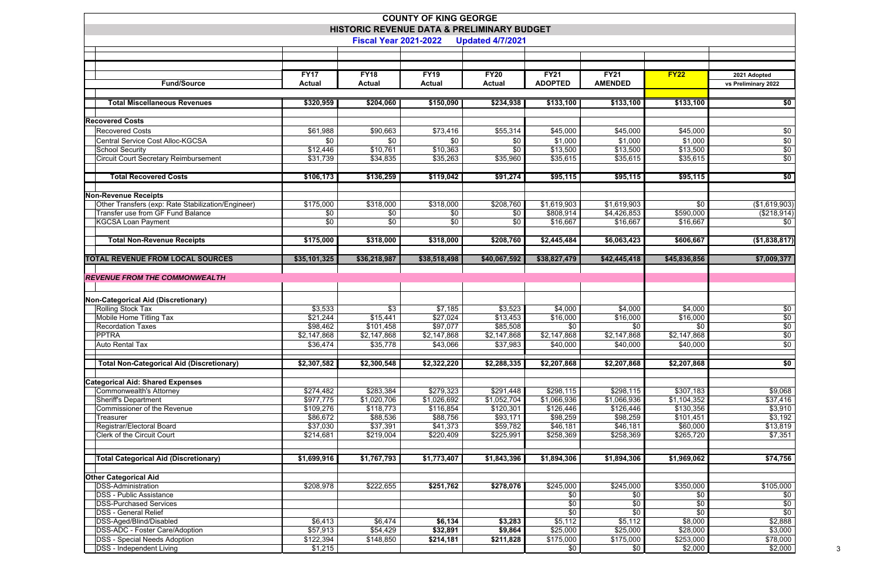# COUNTY OF KING GEORGE

## HISTORIC REVENUE DATA & PRELIMINARY BUDGET

### Fiscal Year 2021-2022 Updated 4/7/2021

| Fund/Source | FY17 Actual | FY18 Actual | FY19 Actual | FY20 Actual | FY21 ADOPTED | FY21 AMENDED | FY22 | 2021 Adopted vs Preliminary 2022 |
|---|---|---|---|---|---|---|---|---|
| **Total Miscellaneous Revenues** | **$320,959** | **$204,060** | **$150,090** | **$234,938** | **$133,100** | **$133,100** | **$133,100** | **$0** |
| **Recovered Costs** | | | | | | | | |
| Recovered Costs | $61,988 | $90,663 | $73,416 | $55,314 | $45,000 | $45,000 | $45,000 | $0 |
| Central Service Cost Alloc-KGCSA | $0 | $0 | $0 | $0 | $1,000 | $1,000 | $1,000 | $0 |
| School Security | $12,446 | $10,761 | $10,363 | $0 | $13,500 | $13,500 | $13,500 | $0 |
| Circuit Court Secretary Reimbursement | $31,739 | $34,835 | $35,263 | $35,960 | $35,615 | $35,615 | $35,615 | $0 |
| **Total Recovered Costs** | **$106,173** | **$136,259** | **$119,042** | **$91,274** | **$95,115** | **$95,115** | **$95,115** | **$0** |
| **Non-Revenue Receipts** | | | | | | | | |
| Other Transfers (exp: Rate Stabilization/Engineer) | $175,000 | $318,000 | $318,000 | $208,760 | $1,619,903 | $1,619,903 | $0 | ($1,619,903) |
| Transfer use from GF Fund Balance | $0 | $0 | $0 | $0 | $808,914 | $4,426,853 | $590,000 | ($218,914) |
| KGCSA Loan Payment | $0 | $0 | $0 | $0 | $16,667 | $16,667 | $16,667 | $0 |
| **Total Non-Revenue Receipts** | **$175,000** | **$318,000** | **$318,000** | **$208,760** | **$2,445,484** | **$6,063,423** | **$606,667** | **($1,838,817)** |
| **TOTAL REVENUE FROM LOCAL SOURCES** | **$35,101,325** | **$36,218,987** | **$38,518,498** | **$40,067,592** | **$38,827,479** | **$42,445,418** | **$45,836,856** | **$7,009,377** |
| ***REVENUE FROM THE COMMONWEALTH*** | | | | | | | | |
| **Non-Categorical Aid (Discretionary)** | | | | | | | | |
| Rolling Stock Tax | $3,533 | $3 | $7,185 | $3,523 | $4,000 | $4,000 | $4,000 | $0 |
| Mobile Home Titling Tax | $21,244 | $15,441 | $27,024 | $13,453 | $16,000 | $16,000 | $16,000 | $0 |
| Recordation Taxes | $98,462 | $101,458 | $97,077 | $85,508 | $0 | $0 | $0 | $0 |
| PPTRA | $2,147,868 | $2,147,868 | $2,147,868 | $2,147,868 | $2,147,868 | $2,147,868 | $2,147,868 | $0 |
| Auto Rental Tax | $36,474 | $35,778 | $43,066 | $37,983 | $40,000 | $40,000 | $40,000 | $0 |
| **Total Non-Categorical Aid (Discretionary)** | **$2,307,582** | **$2,300,548** | **$2,322,220** | **$2,288,335** | **$2,207,868** | **$2,207,868** | **$2,207,868** | **$0** |
| **Categorical Aid: Shared Expenses** | | | | | | | | |
| Commonwealth's Attorney | $274,482 | $283,384 | $279,323 | $291,448 | $298,115 | $298,115 | $307,183 | $9,068 |
| Sheriff's Department | $977,775 | $1,020,706 | $1,026,692 | $1,052,704 | $1,066,936 | $1,066,936 | $1,104,352 | $37,416 |
| Commissioner of the Revenue | $109,276 | $118,773 | $116,854 | $120,301 | $126,446 | $126,446 | $130,356 | $3,910 |
| Treasurer | $86,672 | $88,536 | $88,756 | $93,171 | $98,259 | $98,259 | $101,451 | $3,192 |
| Registrar/Electoral Board | $37,030 | $37,391 | $41,373 | $59,782 | $46,181 | $46,181 | $60,000 | $13,819 |
| Clerk of the Circuit Court | $214,681 | $219,004 | $220,409 | $225,991 | $258,369 | $258,369 | $265,720 | $7,351 |
| **Total Categorical Aid (Discretionary)** | **$1,699,916** | **$1,767,793** | **$1,773,407** | **$1,843,396** | **$1,894,306** | **$1,894,306** | **$1,969,062** | **$74,756** |
| **Other Categorical Aid** | | | | | | | | |
| DSS-Administration | $208,978 | $222,655 | **$251,762** | **$278,076** | $245,000 | $245,000 | $350,000 | $105,000 |
| DSS - Public Assistance | | | | | $0 | $0 | $0 | $0 |
| DSS-Purchased Services | | | | | $0 | $0 | $0 | $0 |
| DSS - General Relief | | | | | $0 | $0 | $0 | $0 |
| DSS-Aged/Blind/Disabled | $6,413 | $6,474 | **$6,134** | **$3,283** | $5,112 | $5,112 | $8,000 | $2,888 |
| DSS-ADC - Foster Care/Adoption | $57,913 | $54,429 | **$32,891** | **$9,864** | $25,000 | $25,000 | $28,000 | $3,000 |
| DSS - Special Needs Adoption | $122,394 | $148,850 | **$214,181** | **$211,828** | $175,000 | $175,000 | $253,000 | $78,000 |
| DSS - Independent Living | $1,215 | | | | $0 | $0 | $2,000 | $2,000 |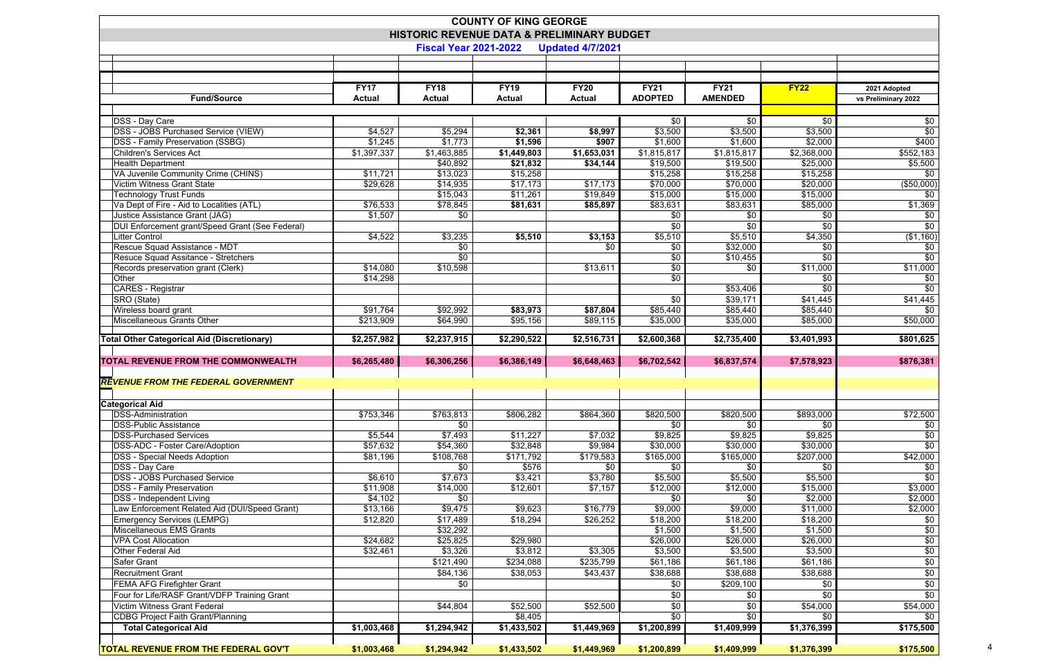# COUNTY OF KING GEORGE

## HISTORIC REVENUE DATA & PRELIMINARY BUDGET

**Fiscal Year 2021-2022 Updated 4/7/2021**

| Fund/Source | FY17 Actual | FY18 Actual | FY19 Actual | FY20 Actual | FY21 ADOPTED | FY21 AMENDED | FY22 | 2021 Adopted vs Preliminary 2022 |
|---|---|---|---|---|---|---|---|---|
| DSS - Day Care | | | | | $0 | $0 | $0 | $0 |
| DSS - JOBS Purchased Service (VIEW) | $4,527 | $5,294 | **$2,361** | **$8,997** | $3,500 | $3,500 | $3,500 | $0 |
| DSS - Family Preservation (SSBG) | $1,245 | $1,773 | **$1,596** | **$907** | $1,600 | $1,600 | $2,000 | $400 |
| Children's Services Act | $1,397,337 | $1,463,885 | **$1,449,803** | **$1,653,031** | $1,815,817 | $1,815,817 | $2,368,000 | $552,183 |
| Health Department | | $40,892 | **$21,832** | **$34,144** | $19,500 | $19,500 | $25,000 | $5,500 |
| VA Juvenile Community Crime (CHINS) | $11,721 | $13,023 | $15,258 | | $15,258 | $15,258 | $15,258 | $0 |
| Victim Witness Grant State | $29,628 | $14,935 | $17,173 | $17,173 | $70,000 | $70,000 | $20,000 | ($50,000) |
| Technology Trust Funds | | $15,043 | $11,261 | $19,849 | $15,000 | $15,000 | $15,000 | $0 |
| Va Dept of Fire - Aid to Localities (ATL) | $76,533 | $78,845 | **$81,631** | **$85,897** | $83,631 | $83,631 | $85,000 | $1,369 |
| Justice Assistance Grant (JAG) | $1,507 | $0 | | | $0 | $0 | $0 | $0 |
| DUI Enforcement grant/Speed Grant (See Federal) | | | | | $0 | $0 | $0 | $0 |
| Litter Control | $4,522 | $3,235 | **$5,510** | **$3,153** | $5,510 | $5,510 | $4,350 | ($1,160) |
| Rescue Squad Assistance - MDT | | $0 | | $0 | $0 | $32,000 | $0 | $0 |
| Resuce Squad Assitance - Stretchers | | $0 | | | $0 | $10,455 | $0 | $0 |
| Records preservation grant (Clerk) | $14,080 | $10,598 | | $13,611 | $0 | $0 | $11,000 | $11,000 |
| Other | $14,298 | | | | $0 | | $0 | $0 |
| CARES - Registrar | | | | | | $53,406 | $0 | $0 |
| SRO (State) | | | | | $0 | $39,171 | $41,445 | $41,445 |
| Wireless board grant | $91,764 | $92,992 | **$83,973** | **$87,804** | $85,440 | $85,440 | $85,440 | $0 |
| Miscellaneous Grants Other | $213,909 | $64,990 | $95,156 | $89,115 | $35,000 | $35,000 | $85,000 | $50,000 |
| **Total Other Categorical Aid (Discretionary)** | **$2,257,982** | **$2,237,915** | **$2,290,522** | **$2,516,731** | **$2,600,368** | **$2,735,400** | **$3,401,993** | **$801,625** |
| **TOTAL REVENUE FROM THE COMMONWEALTH** | **$6,265,480** | **$6,306,256** | **$6,386,149** | **$6,648,463** | **$6,702,542** | **$6,837,574** | **$7,578,923** | **$876,381** |
| ***REVENUE FROM THE FEDERAL GOVERNMENT*** | | | | | | | | |
| **Categorical Aid** | | | | | | | | |
| DSS-Administration | $753,346 | $763,813 | $806,282 | $864,360 | $820,500 | $820,500 | $893,000 | $72,500 |
| DSS-Public Assistance | | $0 | | | $0 | $0 | $0 | $0 |
| DSS-Purchased Services | $5,544 | $7,493 | $11,227 | $7,032 | $9,825 | $9,825 | $9,825 | $0 |
| DSS-ADC - Foster Care/Adoption | $57,632 | $54,360 | $32,848 | $9,984 | $30,000 | $30,000 | $30,000 | $0 |
| DSS - Special Needs Adoption | $81,196 | $108,768 | $171,792 | $179,583 | $165,000 | $165,000 | $207,000 | $42,000 |
| DSS - Day Care | | $0 | $576 | $0 | $0 | $0 | $0 | $0 |
| DSS - JOBS Purchased Service | $6,610 | $7,673 | $3,421 | $3,780 | $5,500 | $5,500 | $5,500 | $0 |
| DSS - Family Preservation | $11,908 | $14,000 | $12,601 | $7,157 | $12,000 | $12,000 | $15,000 | $3,000 |
| DSS - Independent Living | $4,102 | $0 | | | $0 | $0 | $2,000 | $2,000 |
| Law Enforcement Related Aid (DUI/Speed Grant) | $13,166 | $9,475 | $9,623 | $16,779 | $9,000 | $9,000 | $11,000 | $2,000 |
| Emergency Services (LEMPG) | $12,820 | $17,489 | $18,294 | $26,252 | $18,200 | $18,200 | $18,200 | $0 |
| Miscellaneous EMS Grants | | $32,292 | | | $1,500 | $1,500 | $1,500 | $0 |
| VPA Cost Allocation | $24,682 | $25,825 | $29,980 | | $26,000 | $26,000 | $26,000 | $0 |
| Other Federal Aid | $32,461 | $3,326 | $3,812 | $3,305 | $3,500 | $3,500 | $3,500 | $0 |
| Safer Grant | | $121,490 | $234,088 | $235,799 | $61,186 | $61,186 | $61,186 | $0 |
| Recruitment Grant | | $84,136 | $38,053 | $43,437 | $38,688 | $38,688 | $38,688 | $0 |
| FEMA AFG Firefighter Grant | | $0 | | | $0 | $209,100 | $0 | $0 |
| Four for Life/RASF Grant/VDFP Training Grant | | | | | $0 | $0 | $0 | $0 |
| Victim Witness Grant Federal | | $44,804 | $52,500 | $52,500 | $0 | $0 | $54,000 | $54,000 |
| CDBG Project Faith Grant/Planning | | | $8,405 | | $0 | $0 | $0 | $0 |
| **Total Categorical Aid** | **$1,003,468** | **$1,294,942** | **$1,433,502** | **$1,449,969** | **$1,200,899** | **$1,409,999** | **$1,376,399** | **$175,500** |
| **TOTAL REVENUE FROM THE FEDERAL GOV'T** | **$1,003,468** | **$1,294,942** | **$1,433,502** | **$1,449,969** | **$1,200,899** | **$1,409,999** | **$1,376,399** | **$175,500** |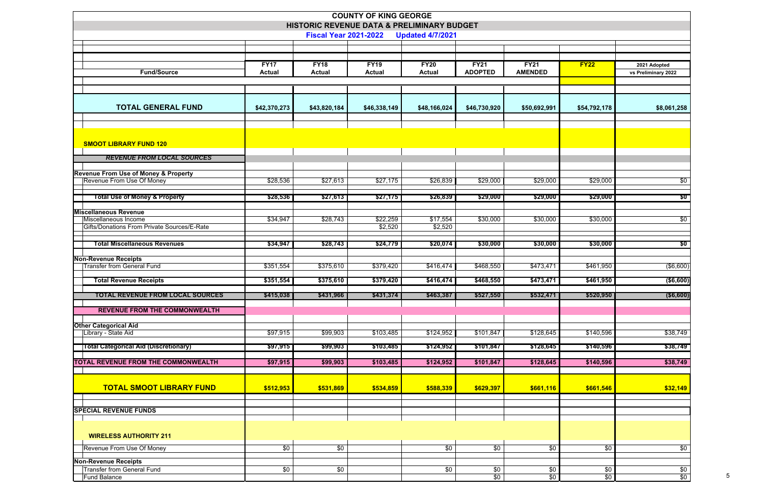# COUNTY OF KING GEORGE

## HISTORIC REVENUE DATA & PRELIMINARY BUDGET

### Fiscal Year 2021-2022 Updated 4/7/2021

| Fund/Source | FY17 Actual | FY18 Actual | FY19 Actual | FY20 Actual | FY21 ADOPTED | FY21 AMENDED | FY22 | 2021 Adopted vs Preliminary 2022 |
|---|---|---|---|---|---|---|---|---|
| **TOTAL GENERAL FUND** | $42,370,273 | $43,820,184 | $46,338,149 | $48,166,024 | $46,730,920 | $50,692,991 | $54,792,178 | $8,061,258 |
| **SMOOT LIBRARY FUND 120** | | | | | | | | |
| ***REVENUE FROM LOCAL SOURCES*** | | | | | | | | |
| **Revenue From Use of Money & Property** | | | | | | | | |
| Revenue From Use Of Money | $28,536 | $27,613 | $27,175 | $26,839 | $29,000 | $29,000 | $29,000 | $0 |
| **Total Use of Money & Property** | $28,536 | $27,613 | $27,175 | $26,839 | $29,000 | $29,000 | $29,000 | $0 |
| **Miscellaneous Revenue** | | | | | | | | |
| Miscellaneous Income | $34,947 | $28,743 | $22,259 | $17,554 | $30,000 | $30,000 | $30,000 | $0 |
| Gifts/Donations From Private Sources/E-Rate | | | $2,520 | $2,520 | | | | |
| **Total Miscellaneous Revenues** | $34,947 | $28,743 | $24,779 | $20,074 | $30,000 | $30,000 | $30,000 | $0 |
| **Non-Revenue Receipts** | | | | | | | | |
| Transfer from General Fund | $351,554 | $375,610 | $379,420 | $416,474 | $468,550 | $473,471 | $461,950 | ($6,600) |
| **Total Revenue Receipts** | $351,554 | $375,610 | $379,420 | $416,474 | $468,550 | $473,471 | $461,950 | ($6,600) |
| **TOTAL REVENUE FROM LOCAL SOURCES** | $415,038 | $431,966 | $431,374 | $463,387 | $527,550 | $532,471 | $520,950 | ($6,600) |
| **REVENUE FROM THE COMMONWEALTH** | | | | | | | | |
| **Other Categorical Aid** | | | | | | | | |
| Library - State Aid | $97,915 | $99,903 | $103,485 | $124,952 | $101,847 | $128,645 | $140,596 | $38,749 |
| **Total Categorical Aid (Discretionary)** | $97,915 | $99,903 | $103,485 | $124,952 | $101,847 | $128,645 | $140,596 | $38,749 |
| **TOTAL REVENUE FROM THE COMMONWEALTH** | $97,915 | $99,903 | $103,485 | $124,952 | $101,847 | $128,645 | $140,596 | $38,749 |
| **TOTAL SMOOT LIBRARY FUND** | $512,953 | $531,869 | $534,859 | $588,339 | $629,397 | $661,116 | $661,546 | $32,149 |
| **SPECIAL REVENUE FUNDS** | | | | | | | | |
| **WIRELESS AUTHORITY 211** | | | | | | | | |
| Revenue From Use Of Money | $0 | $0 | | $0 | $0 | $0 | $0 | $0 |
| **Non-Revenue Receipts** | | | | | | | | |
| Transfer from General Fund | $0 | $0 | | $0 | $0 | $0 | $0 | $0 |
| Fund Balance | | | | | $0 | $0 | $0 | $0 |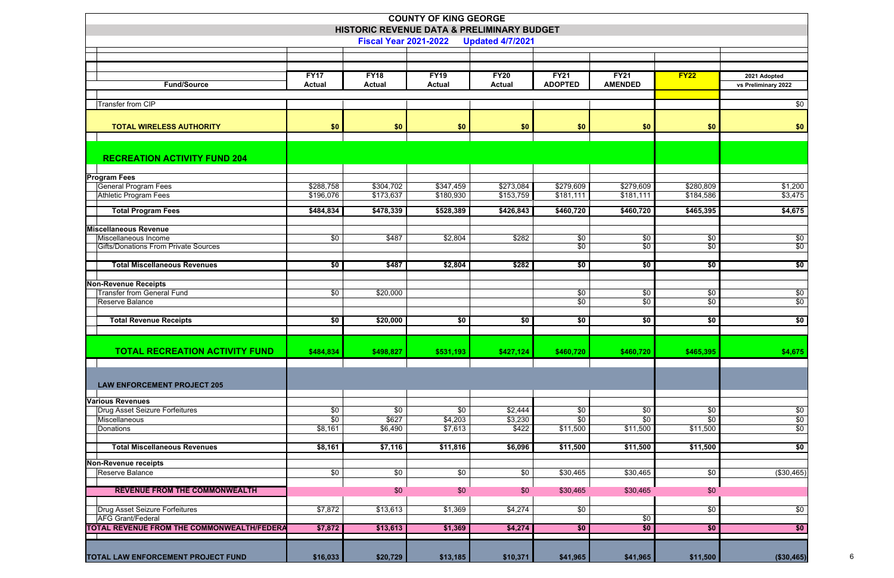# COUNTY OF KING GEORGE

## HISTORIC REVENUE DATA & PRELIMINARY BUDGET

**Fiscal Year 2021-2022 Updated 4/7/2021**

| Fund/Source | FY17 Actual | FY18 Actual | FY19 Actual | FY20 Actual | FY21 ADOPTED | FY21 AMENDED | FY22 | 2021 Adopted vs Preliminary 2022 |
|---|---|---|---|---|---|---|---|---|
| Transfer from CIP | | | | | | | | $0 |
| **TOTAL WIRELESS AUTHORITY** | **$0** | **$0** | **$0** | **$0** | **$0** | **$0** | **$0** | **$0** |
| **RECREATION ACTIVITY FUND 204** | | | | | | | | |
| **Program Fees** | | | | | | | | |
| General Program Fees | $288,758 | $304,702 | $347,459 | $273,084 | $279,609 | $279,609 | $280,809 | $1,200 |
| Athletic Program Fees | $196,076 | $173,637 | $180,930 | $153,759 | $181,111 | $181,111 | $184,586 | $3,475 |
| **Total Program Fees** | **$484,834** | **$478,339** | **$528,389** | **$426,843** | **$460,720** | **$460,720** | **$465,395** | **$4,675** |
| **Miscellaneous Revenue** | | | | | | | | |
| Miscellaneous Income | $0 | $487 | $2,804 | $282 | $0 | $0 | $0 | $0 |
| Gifts/Donations From Private Sources | | | | | $0 | $0 | $0 | $0 |
| **Total Miscellaneous Revenues** | **$0** | **$487** | **$2,804** | **$282** | **$0** | **$0** | **$0** | **$0** |
| **Non-Revenue Receipts** | | | | | | | | |
| Transfer from General Fund | $0 | $20,000 | | | $0 | $0 | $0 | $0 |
| Reserve Balance | | | | | $0 | $0 | $0 | $0 |
| **Total Revenue Receipts** | **$0** | **$20,000** | **$0** | **$0** | **$0** | **$0** | **$0** | **$0** |
| **TOTAL RECREATION ACTIVITY FUND** | **$484,834** | **$498,827** | **$531,193** | **$427,124** | **$460,720** | **$460,720** | **$465,395** | **$4,675** |
| **LAW ENFORCEMENT PROJECT 205** | | | | | | | | |
| **Various Revenues** | | | | | | | | |
| Drug Asset Seizure Forfeitures | $0 | $0 | $0 | $2,444 | $0 | $0 | $0 | $0 |
| Miscellaneous | $0 | $627 | $4,203 | $3,230 | $0 | $0 | $0 | $0 |
| Donations | $8,161 | $6,490 | $7,613 | $422 | $11,500 | $11,500 | $11,500 | $0 |
| **Total Miscellaneous Revenues** | **$8,161** | **$7,116** | **$11,816** | **$6,096** | **$11,500** | **$11,500** | **$11,500** | **$0** |
| **Non-Revenue receipts** | | | | | | | | |
| Reserve Balance | $0 | $0 | $0 | $0 | $30,465 | $30,465 | $0 | ($30,465) |
| **REVENUE FROM THE COMMONWEALTH** | | $0 | $0 | $0 | $30,465 | $30,465 | $0 | |
| Drug Asset Seizure Forfeitures | $7,872 | $13,613 | $1,369 | $4,274 | $0 | | $0 | $0 |
| AFG Grant/Federal | | | | | | $0 | | |
| **TOTAL REVENUE FROM THE COMMONWEALTH/FEDERA** | **$7,872** | **$13,613** | **$1,369** | **$4,274** | **$0** | **$0** | **$0** | **$0** |
| **TOTAL LAW ENFORCEMENT PROJECT FUND** | **$16,033** | **$20,729** | **$13,185** | **$10,371** | **$41,965** | **$41,965** | **$11,500** | **($30,465)** |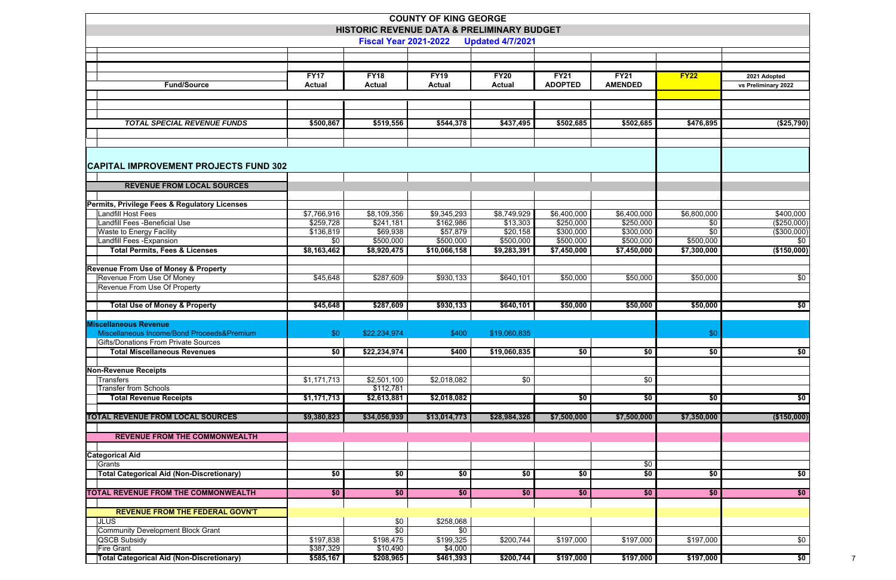# COUNTY OF KING GEORGE

## HISTORIC REVENUE DATA & PRELIMINARY BUDGET

**Fiscal Year 2021-2022 Updated 4/7/2021**

| Fund/Source | FY17 Actual | FY18 Actual | FY19 Actual | FY20 Actual | FY21 ADOPTED | FY21 AMENDED | FY22 | 2021 Adopted vs Preliminary 2022 |
|---|---|---|---|---|---|---|---|---|
| ***TOTAL SPECIAL REVENUE FUNDS*** | **$500,867** | **$519,556** | **$544,378** | **$437,495** | **$502,685** | **$502,685** | **$476,895** | **($25,790)** |
| **CAPITAL IMPROVEMENT PROJECTS FUND 302** | | | | | | | | |
| **REVENUE FROM LOCAL SOURCES** | | | | | | | | |
| **Permits, Privilege Fees & Regulatory Licenses** | | | | | | | | |
| Landfill Host Fees | $7,766,916 | $8,109,356 | $9,345,293 | $8,749,929 | $6,400,000 | $6,400,000 | $6,800,000 | $400,000 |
| Landfill Fees -Beneficial Use | $259,728 | $241,181 | $162,986 | $13,303 | $250,000 | $250,000 | $0 | ($250,000) |
| Waste to Energy Facility | $136,819 | $69,938 | $57,879 | $20,158 | $300,000 | $300,000 | $0 | ($300,000) |
| Landfill Fees -Expansion | $0 | $500,000 | $500,000 | $500,000 | $500,000 | $500,000 | $500,000 | $0 |
| **Total Permits, Fees & Licenses** | **$8,163,462** | **$8,920,475** | **$10,066,158** | **$9,283,391** | **$7,450,000** | **$7,450,000** | **$7,300,000** | **($150,000)** |
| **Revenue From Use of Money & Property** | | | | | | | | |
| Revenue From Use Of Money | $45,648 | $287,609 | $930,133 | $640,101 | $50,000 | $50,000 | $50,000 | $0 |
| Revenue From Use Of Property | | | | | | | | |
| **Total Use of Money & Property** | **$45,648** | **$287,609** | **$930,133** | **$640,101** | **$50,000** | **$50,000** | **$50,000** | **$0** |
| **Miscellaneous Revenue** | | | | | | | | |
| Miscellaneous Income/Bond Proceeds&Premium | $0 | $22,234,974 | $400 | $19,060,835 | | | $0 | |
| Gifts/Donations From Private Sources | | | | | | | | |
| **Total Miscellaneous Revenues** | **$0** | **$22,234,974** | **$400** | **$19,060,835** | **$0** | **$0** | **$0** | **$0** |
| **Non-Revenue Receipts** | | | | | | | | |
| Transfers | $1,171,713 | $2,501,100 | $2,018,082 | $0 | | $0 | | |
| Transfer from Schools | | $112,781 | | | | | | |
| **Total Revenue Receipts** | **$1,171,713** | **$2,613,881** | **$2,018,082** | | **$0** | **$0** | **$0** | **$0** |
| **TOTAL REVENUE FROM LOCAL SOURCES** | **$9,380,823** | **$34,056,939** | **$13,014,773** | **$28,984,326** | **$7,500,000** | **$7,500,000** | **$7,350,000** | **($150,000)** |
| **REVENUE FROM THE COMMONWEALTH** | | | | | | | | |
| **Categorical Aid** | | | | | | | | |
| Grants | | | | | | $0 | | |
| **Total Categorical Aid (Non-Discretionary)** | **$0** | **$0** | **$0** | **$0** | **$0** | **$0** | **$0** | **$0** |
| **TOTAL REVENUE FROM THE COMMONWEALTH** | **$0** | **$0** | **$0** | **$0** | **$0** | **$0** | **$0** | **$0** |
| **REVENUE FROM THE FEDERAL GOVN'T** | | | | | | | | |
| JLUS | | $0 | $258,068 | | | | | |
| Community Development Block Grant | | $0 | $0 | | | | | |
| QSCB Subsidy | $197,838 | $198,475 | $199,325 | $200,744 | $197,000 | $197,000 | $197,000 | $0 |
| Fire Grant | $387,329 | $10,490 | $4,000 | | | | | |
| **Total Categorical Aid (Non-Discretionary)** | **$585,167** | **$208,965** | **$461,393** | **$200,744** | **$197,000** | **$197,000** | **$197,000** | **$0** |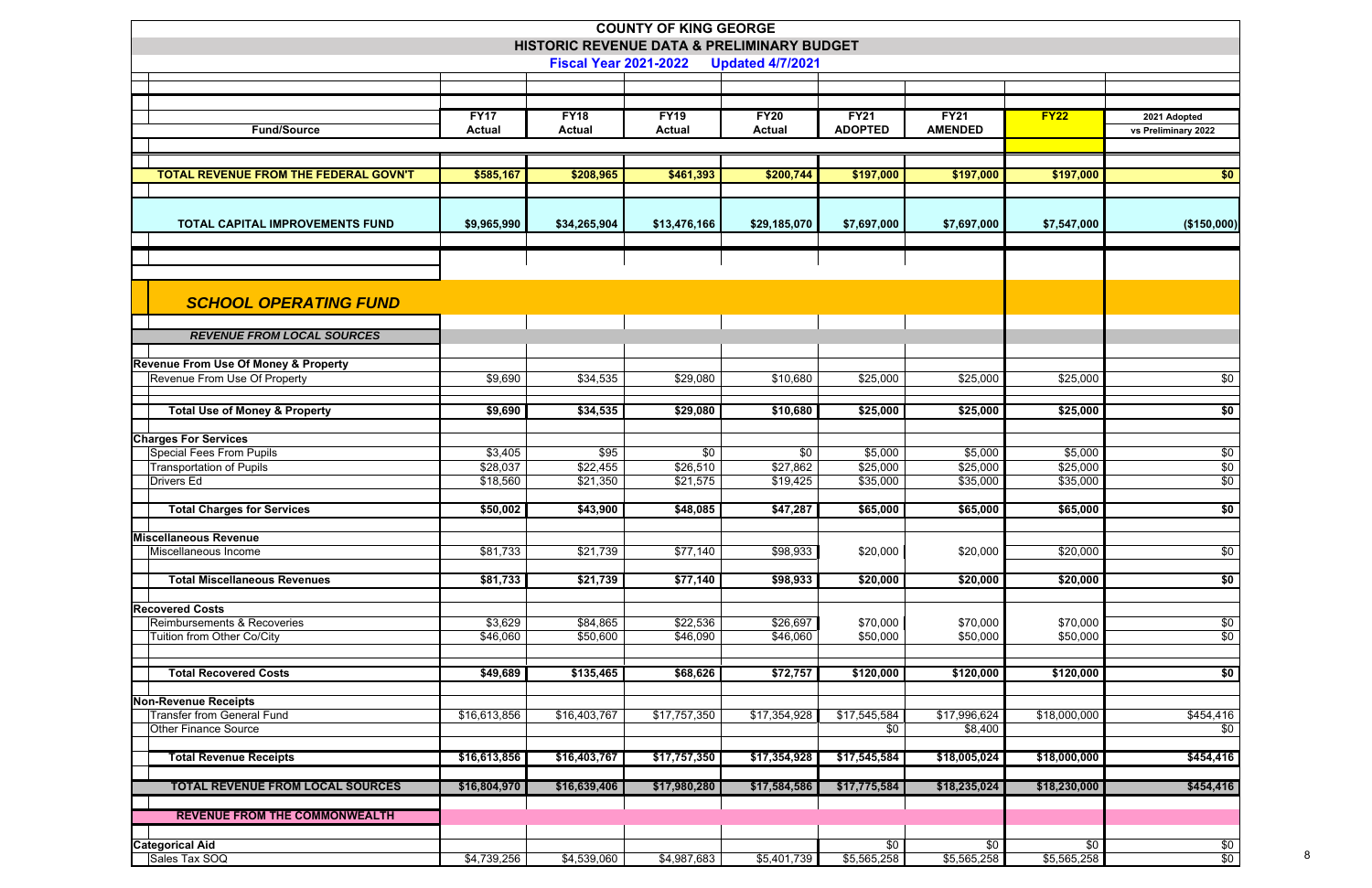# COUNTY OF KING GEORGE

## HISTORIC REVENUE DATA & PRELIMINARY BUDGET

**Fiscal Year 2021-2022 Updated 4/7/2021**

| Fund/Source | FY17 Actual | FY18 Actual | FY19 Actual | FY20 Actual | FY21 ADOPTED | FY21 AMENDED | FY22 | 2021 Adopted vs Preliminary 2022 |
|---|---|---|---|---|---|---|---|---|
| **TOTAL REVENUE FROM THE FEDERAL GOVN'T** | **$585,167** | **$208,965** | **$461,393** | **$200,744** | **$197,000** | **$197,000** | **$197,000** | **$0** |
| **TOTAL CAPITAL IMPROVEMENTS FUND** | **$9,965,990** | **$34,265,904** | **$13,476,166** | **$29,185,070** | **$7,697,000** | **$7,697,000** | **$7,547,000** | **($150,000)** |
| ***SCHOOL OPERATING FUND*** | | | | | | | | |
| ***REVENUE FROM LOCAL SOURCES*** | | | | | | | | |
| **Revenue From Use Of Money & Property** | | | | | | | | |
| Revenue From Use Of Property | $9,690 | $34,535 | $29,080 | $10,680 | $25,000 | $25,000 | $25,000 | $0 |
| **Total Use of Money & Property** | **$9,690** | **$34,535** | **$29,080** | **$10,680** | **$25,000** | **$25,000** | **$25,000** | **$0** |
| **Charges For Services** | | | | | | | | |
| Special Fees From Pupils | $3,405 | $95 | $0 | $0 | $5,000 | $5,000 | $5,000 | $0 |
| Transportation of Pupils | $28,037 | $22,455 | $26,510 | $27,862 | $25,000 | $25,000 | $25,000 | $0 |
| Drivers Ed | $18,560 | $21,350 | $21,575 | $19,425 | $35,000 | $35,000 | $35,000 | $0 |
| **Total Charges for Services** | **$50,002** | **$43,900** | **$48,085** | **$47,287** | **$65,000** | **$65,000** | **$65,000** | **$0** |
| **Miscellaneous Revenue** | | | | | | | | |
| Miscellaneous Income | $81,733 | $21,739 | $77,140 | $98,933 | $20,000 | $20,000 | $20,000 | $0 |
| **Total Miscellaneous Revenues** | **$81,733** | **$21,739** | **$77,140** | **$98,933** | **$20,000** | **$20,000** | **$20,000** | **$0** |
| **Recovered Costs** | | | | | | | | |
| Reimbursements & Recoveries | $3,629 | $84,865 | $22,536 | $26,697 | $70,000 | $70,000 | $70,000 | $0 |
| Tuition from Other Co/City | $46,060 | $50,600 | $46,090 | $46,060 | $50,000 | $50,000 | $50,000 | $0 |
| **Total Recovered Costs** | **$49,689** | **$135,465** | **$68,626** | **$72,757** | **$120,000** | **$120,000** | **$120,000** | **$0** |
| **Non-Revenue Receipts** | | | | | | | | |
| Transfer from General Fund | $16,613,856 | $16,403,767 | $17,757,350 | $17,354,928 | $17,545,584 | $17,996,624 | $18,000,000 | $454,416 |
| Other Finance Source | | | | | $0 | $8,400 | | $0 |
| **Total Revenue Receipts** | **$16,613,856** | **$16,403,767** | **$17,757,350** | **$17,354,928** | **$17,545,584** | **$18,005,024** | **$18,000,000** | **$454,416** |
| **TOTAL REVENUE FROM LOCAL SOURCES** | **$16,804,970** | **$16,639,406** | **$17,980,280** | **$17,584,586** | **$17,775,584** | **$18,235,024** | **$18,230,000** | **$454,416** |
| **REVENUE FROM THE COMMONWEALTH** | | | | | | | | |
| **Categorical Aid** | | | | | $0 | $0 | $0 | $0 |
| Sales Tax SOQ | $4,739,256 | $4,539,060 | $4,987,683 | $5,401,739 | $5,565,258 | $5,565,258 | $5,565,258 | $0 |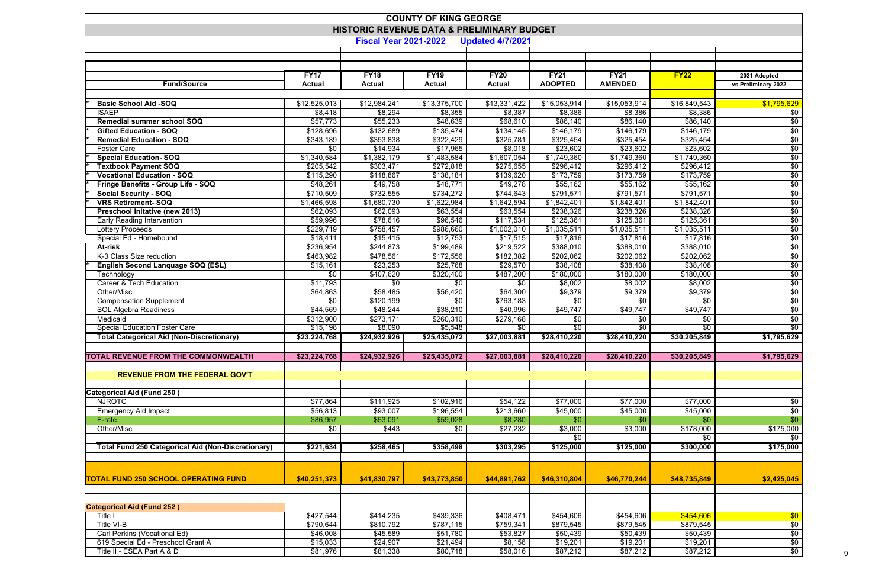# COUNTY OF KING GEORGE

## HISTORIC REVENUE DATA & PRELIMINARY BUDGET

**Fiscal Year 2021-2022 Updated 4/7/2021**

| | Fund/Source | FY17 Actual | FY18 Actual | FY19 Actual | FY20 Actual | FY21 ADOPTED | FY21 AMENDED | FY22 | 2021 Adopted vs Preliminary 2022 |
|---|---|---|---|---|---|---|---|---|---|
| * | **Basic School Aid -SOQ** | $12,525,013 | $12,984,241 | $13,375,700 | $13,331,422 | $15,053,914 | $15,053,914 | $16,849,543 | $1,795,629 |
| | ISAEP | $8,418 | $8,294 | $8,355 | $8,387 | $8,386 | $8,386 | $8,386 | $0 |
| | **Remedial summer school SOQ** | $57,773 | $55,233 | $48,639 | $68,610 | $86,140 | $86,140 | $86,140 | $0 |
| * | **Gifted Education - SOQ** | $128,696 | $132,689 | $135,474 | $134,145 | $146,179 | $146,179 | $146,179 | $0 |
| * | **Remedial Education - SOQ** | $343,189 | $353,838 | $322,429 | $325,781 | $325,454 | $325,454 | $325,454 | $0 |
| | Foster Care | $0 | $14,934 | $17,965 | $8,018 | $23,602 | $23,602 | $23,602 | $0 |
| * | **Special Education- SOQ** | $1,340,584 | $1,382,179 | $1,483,584 | $1,607,054 | $1,749,360 | $1,749,360 | $1,749,360 | $0 |
| * | **Textbook Payment SOQ** | $205,542 | $303,471 | $272,818 | $275,655 | $296,412 | $296,412 | $296,412 | $0 |
| * | **Vocational Education - SOQ** | $115,290 | $118,867 | $138,184 | $139,620 | $173,759 | $173,759 | $173,759 | $0 |
| * | **Fringe Benefits - Group Life - SOQ** | $48,261 | $49,758 | $48,771 | $49,278 | $55,162 | $55,162 | $55,162 | $0 |
| * | **Social Security - SOQ** | $710,509 | $732,555 | $734,272 | $744,643 | $791,571 | $791,571 | $791,571 | $0 |
| * | **VRS Retirement- SOQ** | $1,466,598 | $1,680,730 | $1,622,984 | $1,642,594 | $1,842,401 | $1,842,401 | $1,842,401 | $0 |
| | **Preschool Initative (new 2013)** | $62,093 | $62,093 | $63,554 | $63,554 | $238,326 | $238,326 | $238,326 | $0 |
| | Early Reading Intervention | $59,996 | $78,616 | $96,546 | $117,534 | $125,361 | $125,361 | $125,361 | $0 |
| | Lottery Proceeds | $229,719 | $758,457 | $986,660 | $1,002,010 | $1,035,511 | $1,035,511 | $1,035,511 | $0 |
| | Special Ed - Homebound | $18,411 | $15,415 | $12,753 | $17,515 | $17,816 | $17,816 | $17,816 | $0 |
| | **At-risk** | $236,954 | $244,873 | $199,489 | $219,522 | $388,010 | $388,010 | $388,010 | $0 |
| | K-3 Class Size reduction | $463,982 | $478,561 | $172,556 | $182,382 | $202,062 | $202,062 | $202,062 | $0 |
| * | **English Second Lanquage SOQ (ESL)** | $15,161 | $23,253 | $25,768 | $29,570 | $38,408 | $38,408 | $38,408 | $0 |
| | Technology | $0 | $407,620 | $320,400 | $487,200 | $180,000 | $180,000 | $180,000 | $0 |
| | Career & Tech Education | $11,793 | $0 | $0 | $0 | $8,002 | $8,002 | $8,002 | $0 |
| | Other/Misc | $64,863 | $58,485 | $56,420 | $64,300 | $9,379 | $9,379 | $9,379 | $0 |
| | Compensation Supplement | $0 | $120,199 | $0 | $763,183 | $0 | $0 | $0 | $0 |
| | SOL Algebra Readiness | $44,569 | $48,244 | $38,210 | $40,996 | $49,747 | $49,747 | $49,747 | $0 |
| | Medicaid | $312,900 | $273,171 | $260,310 | $279,168 | $0 | $0 | $0 | $0 |
| | Special Education Foster Care | $15,198 | $8,090 | $5,548 | $0 | $0 | $0 | $0 | $0 |
| | **Total Categorical Aid (Non-Discretionary)** | **$23,224,768** | **$24,932,926** | **$25,435,072** | **$27,003,881** | **$28,410,220** | **$28,410,220** | **$30,205,849** | **$1,795,629** |
| | | | | | | | | | |
| | **TOTAL REVENUE FROM THE COMMONWEALTH** | **$23,224,768** | **$24,932,926** | **$25,435,072** | **$27,003,881** | **$28,410,220** | **$28,410,220** | **$30,205,849** | **$1,795,629** |
| | | | | | | | | | |
| | **REVENUE FROM THE FEDERAL GOV'T** | | | | | | | | |
| | | | | | | | | | |
| | **Categorical Aid (Fund 250 )** | | | | | | | | |
| | NJROTC | $77,864 | $111,925 | $102,916 | $54,122 | $77,000 | $77,000 | $77,000 | $0 |
| | Emergency Aid Impact | $56,813 | $93,007 | $196,554 | $213,660 | $45,000 | $45,000 | $45,000 | $0 |
| | E-rate | $86,957 | $53,091 | $59,028 | $8,280 | $0 | $0 | $0 | $0 |
| | Other/Misc | $0 | $443 | $0 | $27,232 | $3,000 | $3,000 | $178,000 | $175,000 |
| | | | | | | $0 | | $0 | $0 |
| | **Total Fund 250 Categorical Aid (Non-Discretionary)** | **$221,634** | **$258,465** | **$358,498** | **$303,295** | **$125,000** | **$125,000** | **$300,000** | **$175,000** |
| | | | | | | | | | |
| | **TOTAL FUND 250 SCHOOL OPERATING FUND** | **$40,251,373** | **$41,830,797** | **$43,773,850** | **$44,891,762** | **$46,310,804** | **$46,770,244** | **$48,735,849** | **$2,425,045** |
| | | | | | | | | | |
| | **Categorical Aid (Fund 252 )** | | | | | | | | |
| | Title I | $427,544 | $414,235 | $439,336 | $408,471 | $454,606 | $454,606 | $454,606 | $0 |
| | Title VI-B | $790,644 | $810,792 | $787,115 | $759,341 | $879,545 | $879,545 | $879,545 | $0 |
| | Carl Perkins (Vocational Ed) | $46,008 | $45,589 | $51,780 | $53,827 | $50,439 | $50,439 | $50,439 | $0 |
| | 619 Special Ed - Preschool Grant A | $15,033 | $24,907 | $21,494 | $8,156 | $19,201 | $19,201 | $19,201 | $0 |
| | Title II - ESEA Part A & D | $81,976 | $81,338 | $80,718 | $58,016 | $87,212 | $87,212 | $87,212 | $0 |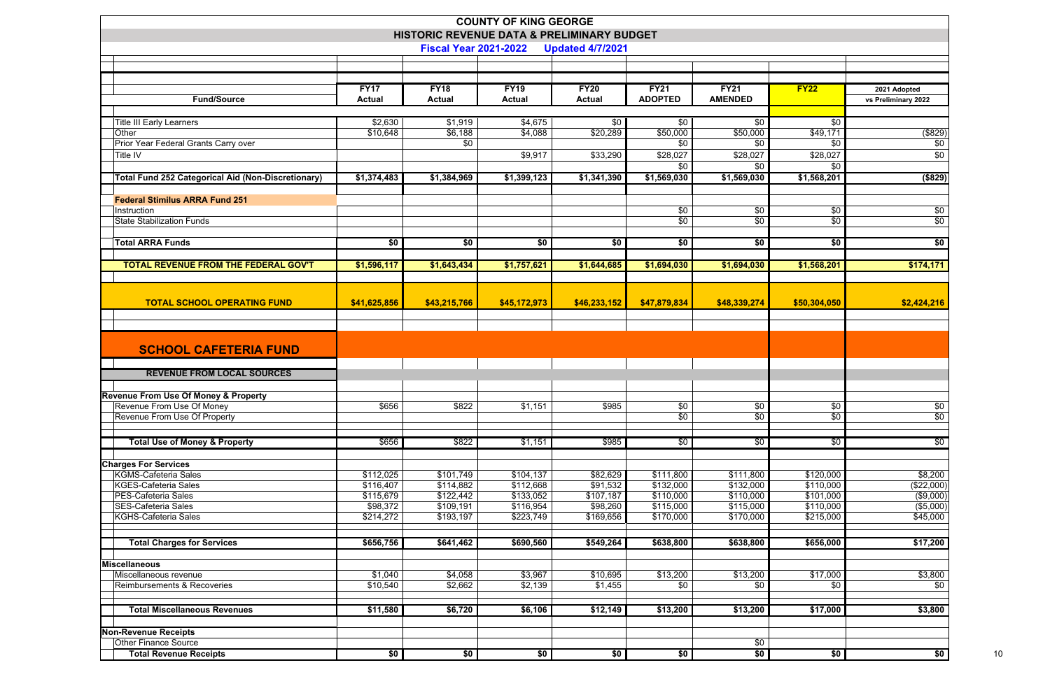# COUNTY OF KING GEORGE

## HISTORIC REVENUE DATA & PRELIMINARY BUDGET

**Fiscal Year 2021-2022 Updated 4/7/2021**

| Fund/Source | FY17 Actual | FY18 Actual | FY19 Actual | FY20 Actual | FY21 ADOPTED | FY21 AMENDED | FY22 | 2021 Adopted vs Preliminary 2022 |
|---|---|---|---|---|---|---|---|---|
| Title III Early Learners | $2,630 | $1,919 | $4,675 | $0 | $0 | $0 | $0 | |
| Other | $10,648 | $6,188 | $4,088 | $20,289 | $50,000 | $50,000 | $49,171 | ($829) |
| Prior Year Federal Grants Carry over | | $0 | | | $0 | $0 | $0 | $0 |
| Title IV | | | $9,917 | $33,290 | $28,027 | $28,027 | $28,027 | $0 |
| | | | | | $0 | $0 | $0 | |
| **Total Fund 252 Categorical Aid (Non-Discretionary)** | **$1,374,483** | **$1,384,969** | **$1,399,123** | **$1,341,390** | **$1,569,030** | **$1,569,030** | **$1,568,201** | **($829)** |
| **Federal Stimilus ARRA Fund 251** | | | | | | | | |
| Instruction | | | | | $0 | $0 | $0 | $0 |
| State Stabilization Funds | | | | | $0 | $0 | $0 | $0 |
| **Total ARRA Funds** | **$0** | **$0** | **$0** | **$0** | **$0** | **$0** | **$0** | **$0** |
| **TOTAL REVENUE FROM THE FEDERAL GOV'T** | **$1,596,117** | **$1,643,434** | **$1,757,621** | **$1,644,685** | **$1,694,030** | **$1,694,030** | **$1,568,201** | **$174,171** |
| **TOTAL SCHOOL OPERATING FUND** | **$41,625,856** | **$43,215,766** | **$45,172,973** | **$46,233,152** | **$47,879,834** | **$48,339,274** | **$50,304,050** | **$2,424,216** |

## SCHOOL CAFETERIA FUND

| Fund/Source | FY17 Actual | FY18 Actual | FY19 Actual | FY20 Actual | FY21 ADOPTED | FY21 AMENDED | FY22 | 2021 Adopted vs Preliminary 2022 |
|---|---|---|---|---|---|---|---|---|
| **REVENUE FROM LOCAL SOURCES** | | | | | | | | |
| **Revenue From Use Of Money & Property** | | | | | | | | |
| Revenue From Use Of Money | $656 | $822 | $1,151 | $985 | $0 | $0 | $0 | $0 |
| Revenue From Use Of Property | | | | | $0 | $0 | $0 | $0 |
| **Total Use of Money & Property** | $656 | $822 | $1,151 | $985 | $0 | $0 | $0 | $0 |
| **Charges For Services** | | | | | | | | |
| KGMS-Cafeteria Sales | $112,025 | $101,749 | $104,137 | $82,629 | $111,800 | $111,800 | $120,000 | $8,200 |
| KGES-Cafeteria Sales | $116,407 | $114,882 | $112,668 | $91,532 | $132,000 | $132,000 | $110,000 | ($22,000) |
| PES-Cafeteria Sales | $115,679 | $122,442 | $133,052 | $107,187 | $110,000 | $110,000 | $101,000 | ($9,000) |
| SES-Cafeteria Sales | $98,372 | $109,191 | $116,954 | $98,260 | $115,000 | $115,000 | $110,000 | ($5,000) |
| KGHS-Cafeteria Sales | $214,272 | $193,197 | $223,749 | $169,656 | $170,000 | $170,000 | $215,000 | $45,000 |
| **Total Charges for Services** | **$656,756** | **$641,462** | **$690,560** | **$549,264** | **$638,800** | **$638,800** | **$656,000** | **$17,200** |
| **Miscellaneous** | | | | | | | | |
| Miscellaneous revenue | $1,040 | $4,058 | $3,967 | $10,695 | $13,200 | $13,200 | $17,000 | $3,800 |
| Reimbursements & Recoveries | $10,540 | $2,662 | $2,139 | $1,455 | $0 | $0 | $0 | $0 |
| **Total Miscellaneous Revenues** | **$11,580** | **$6,720** | **$6,106** | **$12,149** | **$13,200** | **$13,200** | **$17,000** | **$3,800** |
| **Non-Revenue Receipts** | | | | | | | | |
| Other Finance Source | | | | | | $0 | | |
| **Total Revenue Receipts** | **$0** | **$0** | **$0** | **$0** | **$0** | **$0** | **$0** | **$0** |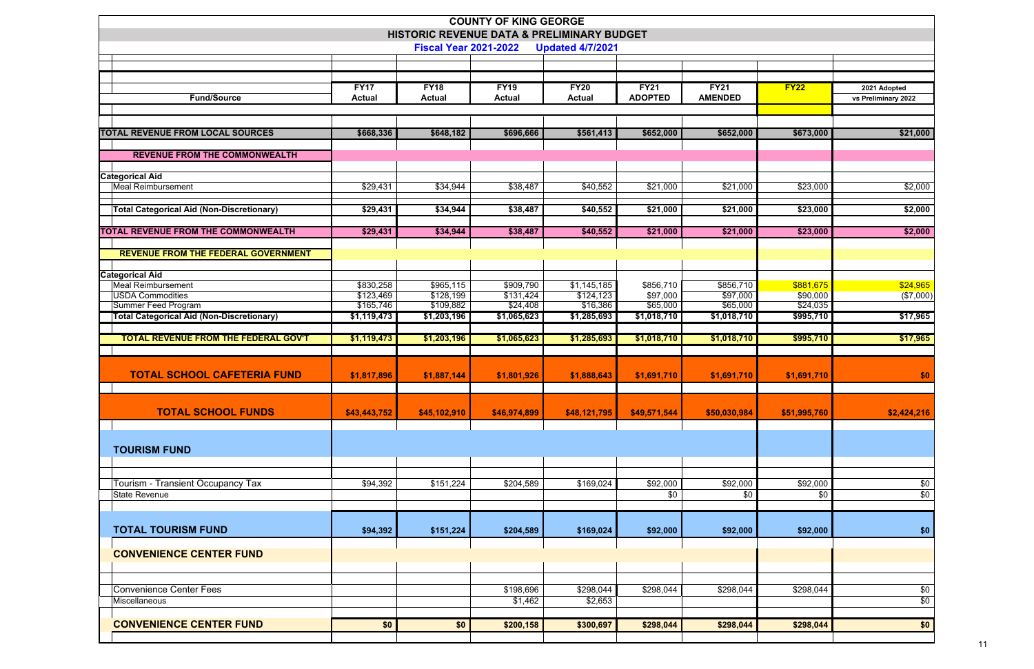# COUNTY OF KING GEORGE

## HISTORIC REVENUE DATA & PRELIMINARY BUDGET

### Fiscal Year 2021-2022 Updated 4/7/2021

| Fund/Source | FY17 Actual | FY18 Actual | FY19 Actual | FY20 Actual | FY21 ADOPTED | FY21 AMENDED | FY22 | 2021 Adopted vs Preliminary 2022 |
|---|---|---|---|---|---|---|---|---|
| **TOTAL REVENUE FROM LOCAL SOURCES** | **$668,336** | **$648,182** | **$696,666** | **$561,413** | **$652,000** | **$652,000** | **$673,000** | **$21,000** |
| **REVENUE FROM THE COMMONWEALTH** | | | | | | | | |
| **Categorical Aid** | | | | | | | | |
| Meal Reimbursement | $29,431 | $34,944 | $38,487 | $40,552 | $21,000 | $21,000 | $23,000 | $2,000 |
| **Total Categorical Aid (Non-Discretionary)** | **$29,431** | **$34,944** | **$38,487** | **$40,552** | **$21,000** | **$21,000** | **$23,000** | **$2,000** |
| **TOTAL REVENUE FROM THE COMMONWEALTH** | **$29,431** | **$34,944** | **$38,487** | **$40,552** | **$21,000** | **$21,000** | **$23,000** | **$2,000** |
| **REVENUE FROM THE FEDERAL GOVERNMENT** | | | | | | | | |
| **Categorical Aid** | | | | | | | | |
| Meal Reimbursement | $830,258 | $965,115 | $909,790 | $1,145,185 | $856,710 | $856,710 | $881,675 | $24,965 |
| USDA Commodities | $123,469 | $128,199 | $131,424 | $124,123 | $97,000 | $97,000 | $90,000 | ($7,000) |
| Summer Feed Program | $165,746 | $109,882 | $24,408 | $16,386 | $65,000 | $65,000 | $24,035 | |
| **Total Categorical Aid (Non-Discretionary)** | **$1,119,473** | **$1,203,196** | **$1,065,623** | **$1,285,693** | **$1,018,710** | **$1,018,710** | **$995,710** | **$17,965** |
| **TOTAL REVENUE FROM THE FEDERAL GOV'T** | **$1,119,473** | **$1,203,196** | **$1,065,623** | **$1,285,693** | **$1,018,710** | **$1,018,710** | **$995,710** | **$17,965** |
| **TOTAL SCHOOL CAFETERIA FUND** | **$1,817,896** | **$1,887,144** | **$1,801,926** | **$1,888,643** | **$1,691,710** | **$1,691,710** | **$1,691,710** | **$0** |
| **TOTAL SCHOOL FUNDS** | **$43,443,752** | **$45,102,910** | **$46,974,899** | **$48,121,795** | **$49,571,544** | **$50,030,984** | **$51,995,760** | **$2,424,216** |
| **TOURISM FUND** | | | | | | | | |
| Tourism - Transient Occupancy Tax | $94,392 | $151,224 | $204,589 | $169,024 | $92,000 | $92,000 | $92,000 | $0 |
| State Revenue | | | | | $0 | $0 | $0 | $0 |
| **TOTAL TOURISM FUND** | **$94,392** | **$151,224** | **$204,589** | **$169,024** | **$92,000** | **$92,000** | **$92,000** | **$0** |
| **CONVENIENCE CENTER FUND** | | | | | | | | |
| Convenience Center Fees | | | $198,696 | $298,044 | $298,044 | $298,044 | $298,044 | $0 |
| Miscellaneous | | | $1,462 | $2,653 | | | | $0 |
| **CONVENIENCE CENTER FUND** | **$0** | **$0** | **$200,158** | **$300,697** | **$298,044** | **$298,044** | **$298,044** | **$0** |